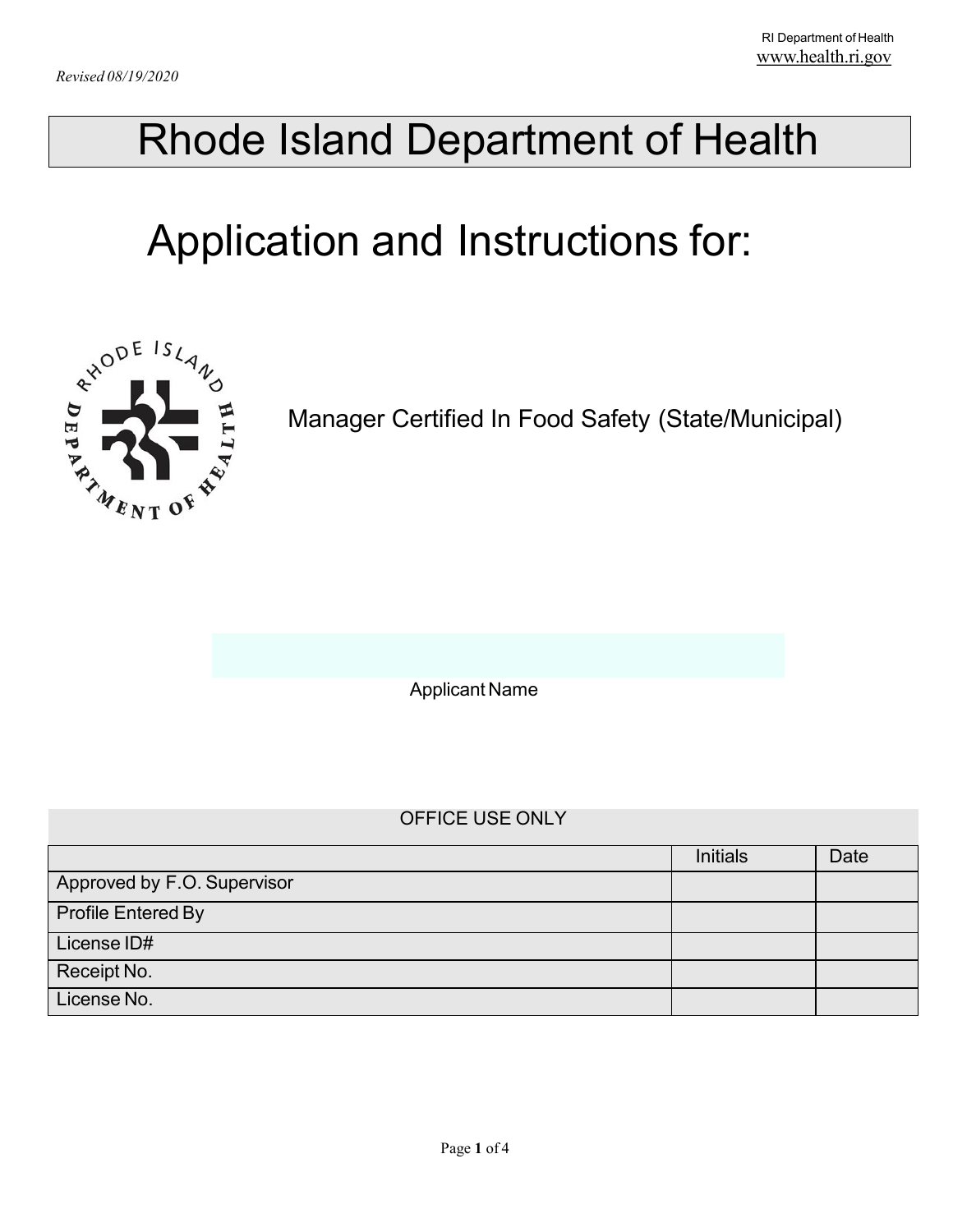RI Department of Health
www.health.ri.gov

*Revised 08/19/2020*

# Rhode Island Department of Health

## Application and Instructions for:

Manager Certified In Food Safety (State/Municipal)

Applicant Name

| OFFICE USE ONLY | | |
|---|---|---|
| | Initials | Date |
| Approved by F.O. Supervisor | | |
| Profile Entered By | | |
| License ID# | | |
| Receipt No. | | |
| License No. | | |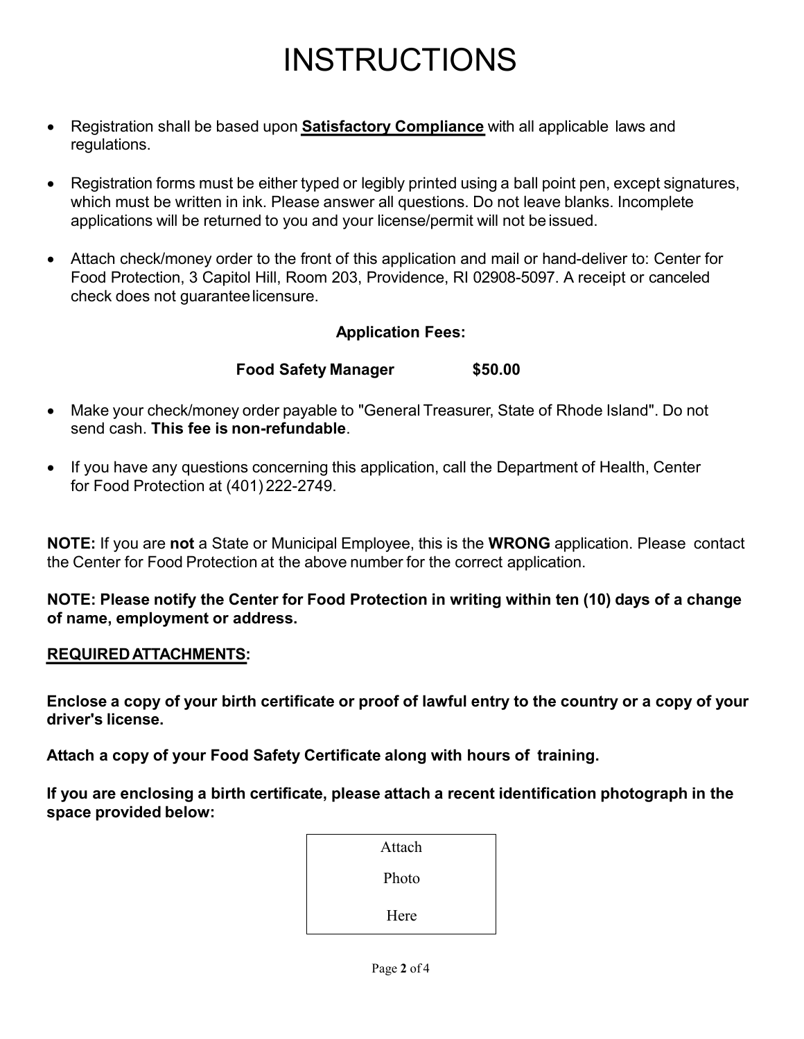# INSTRUCTIONS

- Registration shall be based upon **Satisfactory Compliance** with all applicable laws and regulations.
- Registration forms must be either typed or legibly printed using a ball point pen, except signatures, which must be written in ink. Please answer all questions. Do not leave blanks. Incomplete applications will be returned to you and your license/permit will not be issued.
- Attach check/money order to the front of this application and mail or hand-deliver to: Center for Food Protection, 3 Capitol Hill, Room 203, Providence, RI 02908-5097. A receipt or canceled check does not guarantee licensure.

**Application Fees:**

**Food Safety Manager $50.00**

- Make your check/money order payable to "General Treasurer, State of Rhode Island". Do not send cash. **This fee is non-refundable**.
- If you have any questions concerning this application, call the Department of Health, Center for Food Protection at (401) 222-2749.

**NOTE:** If you are **not** a State or Municipal Employee, this is the **WRONG** application. Please contact the Center for Food Protection at the above number for the correct application.

**NOTE: Please notify the Center for Food Protection in writing within ten (10) days of a change of name, employment or address.**

**REQUIRED ATTACHMENTS:**

**Enclose a copy of your birth certificate or proof of lawful entry to the country or a copy of your driver's license.**

**Attach a copy of your Food Safety Certificate along with hours of training.**

**If you are enclosing a birth certificate, please attach a recent identification photograph in the space provided below:**

| Attach Photo Here |
|---|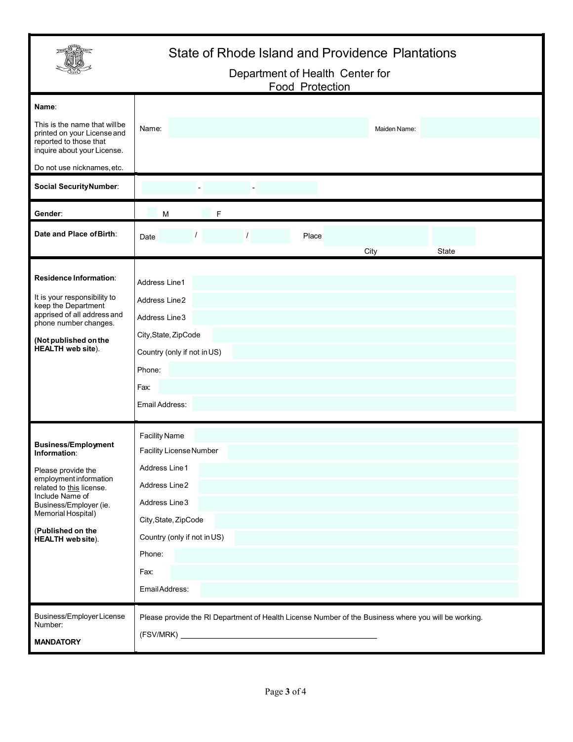# State of Rhode Island and Providence Plantations

## Department of Health Center for Food Protection

| | |
|---|---|
| **Name**:<br><br>This is the name that will be printed on your License and reported to those that inquire about your License.<br><br>Do not use nicknames, etc. | Name: ____________ Maiden Name: ____________ |
| **Social Security Number**: | ______ - ______ - ______ |
| **Gender**: | ☐ M ☐ F |
| **Date and Place of Birth**: | Date ____ / ____ / ____ Place ____________ (City) ______ (State) |
| **Residence Information**:<br><br>It is your responsibility to keep the Department apprised of all address and phone number changes.<br><br>**(Not published on the HEALTH web site)**. | Address Line 1<br>Address Line 2<br>Address Line 3<br>City, State, ZipCode<br>Country (only if not in US)<br>Phone:<br>Fax:<br>Email Address: |
| **Business/Employment Information**:<br><br>Please provide the employment information related to <u>this</u> license. Include Name of Business/Employer (ie. Memorial Hospital)<br><br>(**Published on the HEALTH web site**). | Facility Name<br>Facility License Number<br>Address Line 1<br>Address Line 2<br>Address Line 3<br>City, State, ZipCode<br>Country (only if not in US)<br>Phone:<br>Fax:<br>Email Address: |
| Business/Employer License Number:<br><br>**MANDATORY** | Please provide the RI Department of Health License Number of the Business where you will be working.<br><br>(FSV/MRK) ________________________________________ |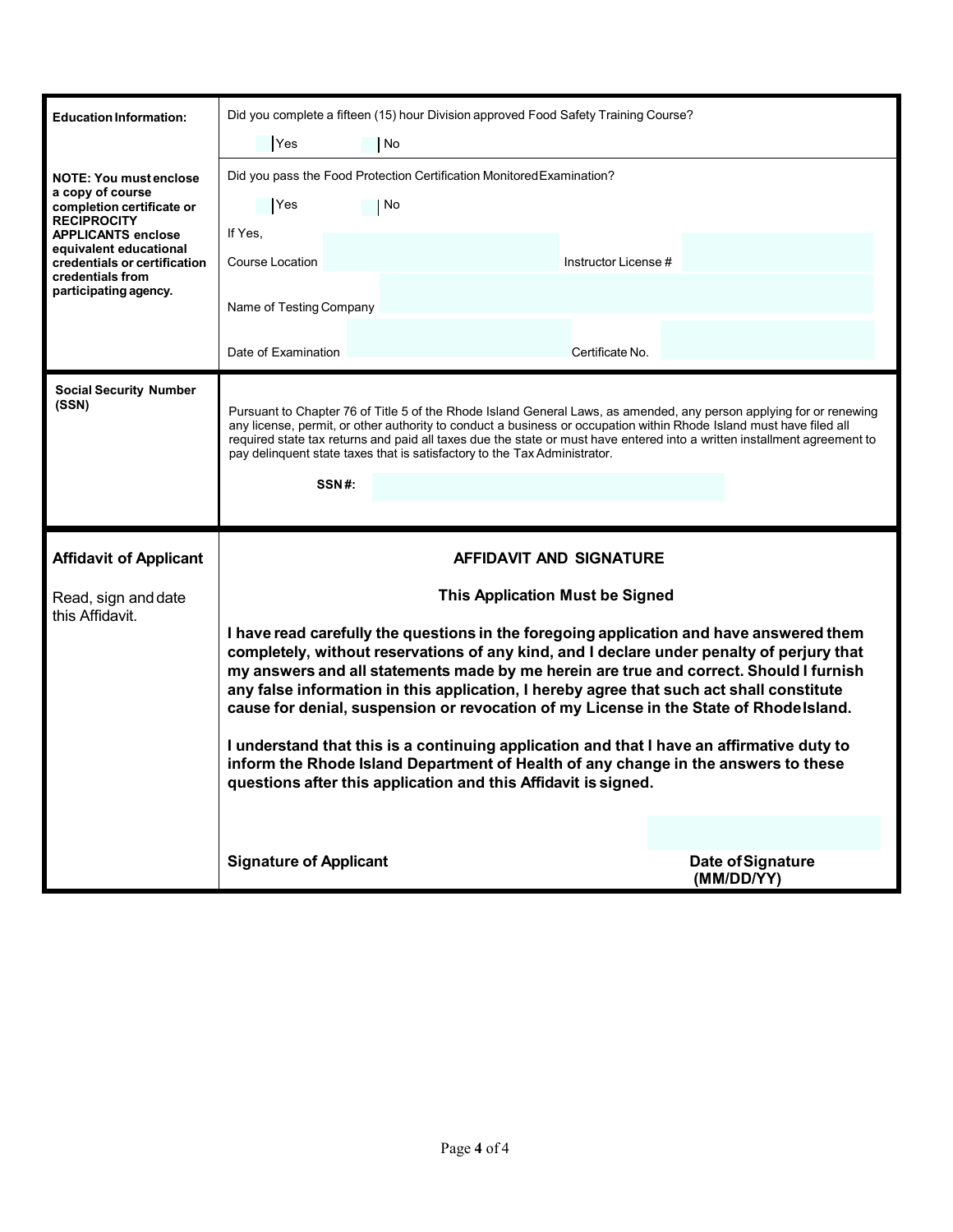| | |
|---|---|
| **Education Information:**<br><br>**NOTE: You must enclose a copy of course completion certificate or RECIPROCITY APPLICANTS enclose equivalent educational credentials or certification credentials from participating agency.** | Did you complete a fifteen (15) hour Division approved Food Safety Training Course?<br>Yes    No<br><br>Did you pass the Food Protection Certification Monitored Examination?<br>Yes    No<br>If Yes,<br>Course Location ____ Instructor License # ____<br>Name of Testing Company ____<br>Date of Examination ____ Certificate No. ____ |
| **Social Security Number (SSN)** | Pursuant to Chapter 76 of Title 5 of the Rhode Island General Laws, as amended, any person applying for or renewing any license, permit, or other authority to conduct a business or occupation within Rhode Island must have filed all required state tax returns and paid all taxes due the state or must have entered into a written installment agreement to pay delinquent state taxes that is satisfactory to the Tax Administrator.<br><br>**SSN#:** ____ |
| **Affidavit of Applicant**<br><br>Read, sign and date this Affidavit. | **AFFIDAVIT AND SIGNATURE**<br><br>**This Application Must be Signed**<br><br>**I have read carefully the questions in the foregoing application and have answered them completely, without reservations of any kind, and I declare under penalty of perjury that my answers and all statements made by me herein are true and correct. Should I furnish any false information in this application, I hereby agree that such act shall constitute cause for denial, suspension or revocation of my License in the State of Rhode Island.**<br><br>**I understand that this is a continuing application and that I have an affirmative duty to inform the Rhode Island Department of Health of any change in the answers to these questions after this application and this Affidavit is signed.**<br><br>**Signature of Applicant** ____ **Date of Signature (MM/DD/YY)** ____ |